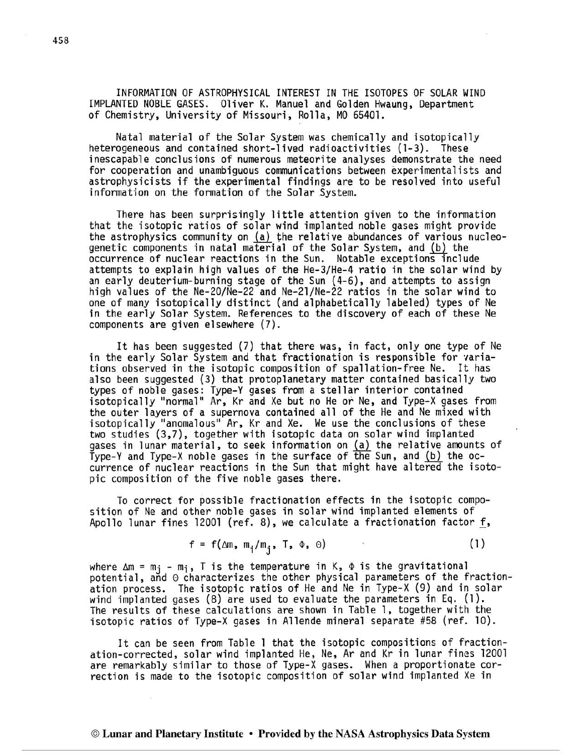INFORMATION OF ASTROPHYSICAL INTEREST IN THE ISOTOPES OF SOLAR WIND IMPLANTED NOBLE GASES. Oliver K. Manuel and Golden Hwaung, Department of Chemistry, University of Missouri, Rolla, MO 65401.

Natal material of the Solar System was chemically and isotopically heterogeneous and contained short-lived radioactivities (1-3). These inescapable conclusions of numerous meteorite analyses demonstrate the need for cooperation and unambiguous communications between experimentalists and astrophysicists if the experimental findings are to be resolved into useful information on the formation of the Solar System.

There has been surprisingly little attention given to the information that the isotopic ratios of solar wind implanted noble gases might provide the astrophysics community on (a) the relative abundances of various nucleogenetic components in natal material of the Solar System, and (b) the occurrence of nuclear reactions in the Sun. Notable exceptions include attempts to explain high values of the He-3/He-4 ratio in the solar wind by an early deuterium-burning stage of the Sun (4-6), and attempts to assign high values of the Ne-20/Ne-22 and Ne-21/Ne-22 ratios in the solar wind to one of many isotopically distinct (and alphabetically labeled) types of Ne in the early Solar System. References to the discovery of each of these Ne components are given elsewhere (7).

It has been suggested (7) that there was, in fact, only one type of Ne in the early Solar System and that fractionation is responsible for variations observed in the isotopic composition of spallation-free Ne. It has also been suggested (3) that protoplanetary matter contained basically two types of noble gases: Type-Y gases from a stellar interior contained isotopically "normal" Ar, Kr and Xe but no He or Ne, and Type-X gases from the outer layers of a supernova contained all of the He and Ne mixed with isotopically "anomalous" Ar, Kr and Xe. We use the conclusions of these two studies (3,7), together with isotopic data on solar wind implanted gases in lunar material, to seek information on (a) the relative amounts of Type-Y and Type-X noble gases in the surface of the Sun, and (b) the occurrence of nuclear reactions in the Sun that might have altered the isotopic composition of the five noble gases there.

To correct for possible fractionation effects in the isotopic composition of Ne and other noble gases in solar wind implanted elements of Apollo lunar fines 12001 (ref. 8), we calculate a fractionation factor *f*,

$$f = f(\Delta m, m_i/m_j, T, \Phi, \Theta) \tag{1}$$

where $\Delta m = m_j - m_i$, T is the temperature in K, $\Phi$ is the gravitational potential, and $\Theta$ characterizes the other physical parameters of the fractionation process. The isotopic ratios of He and Ne in Type-X (9) and in solar wind implanted gases (8) are used to evaluate the parameters in Eq. (1). The results of these calculations are shown in Table 1, together with the isotopic ratios of Type-X gases in Allende mineral separate #58 (ref. 10).

It can be seen from Table 1 that the isotopic compositions of fractionation-corrected, solar wind implanted He, Ne, Ar and Kr in lunar fines 12001 are remarkably similar to those of Type-X gases. When a proportionate correction is made to the isotopic composition of solar wind implanted Xe in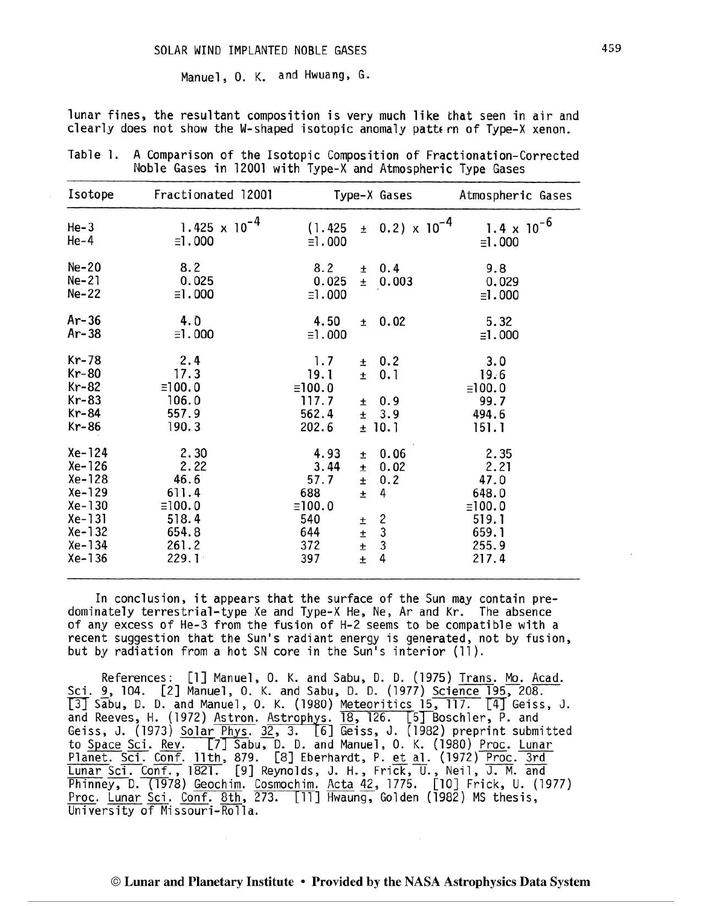lunar fines, the resultant composition is very much like that seen in air and clearly does not show the W-shaped isotopic anomaly pattern of Type-X xenon.

Table 1. A Comparison of the Isotopic Composition of Fractionation-Corrected Noble Gases in 12001 with Type-X and Atmospheric Type Gases

| Isotope | Fractionated 12001 | Type-X Gases | Atmospheric Gases |
|---|---|---|---|
| He-3 | $1.425 \times 10^{-4}$ | $(1.425 \pm 0.2) \times 10^{-4}$ | $1.4 \times 10^{-6}$ |
| He-4 | ≡1.000 | ≡1.000 | ≡1.000 |
| Ne-20 | 8.2 | 8.2 ± 0.4 | 9.8 |
| Ne-21 | 0.025 | 0.025 ± 0.003 | 0.029 |
| Ne-22 | ≡1.000 | ≡1.000 | ≡1.000 |
| Ar-36 | 4.0 | 4.50 ± 0.02 | 5.32 |
| Ar-38 | ≡1.000 | ≡1.000 | ≡1.000 |
| Kr-78 | 2.4 | 1.7 ± 0.2 | 3.0 |
| Kr-80 | 17.3 | 19.1 ± 0.1 | 19.6 |
| Kr-82 | ≡100.0 | ≡100.0 | ≡100.0 |
| Kr-83 | 106.0 | 117.7 ± 0.9 | 99.7 |
| Kr-84 | 557.9 | 562.4 ± 3.9 | 494.6 |
| Kr-86 | 190.3 | 202.6 ± 10.1 | 151.1 |
| Xe-124 | 2.30 | 4.93 ± 0.06 | 2.35 |
| Xe-126 | 2.22 | 3.44 ± 0.02 | 2.21 |
| Xe-128 | 46.6 | 57.7 ± 0.2 | 47.0 |
| Xe-129 | 611.4 | 688 ± 4 | 648.0 |
| Xe-130 | ≡100.0 | ≡100.0 | ≡100.0 |
| Xe-131 | 518.4 | 540 ± 2 | 519.1 |
| Xe-132 | 654.8 | 644 ± 3 | 659.1 |
| Xe-134 | 261.2 | 372 ± 3 | 255.9 |
| Xe-136 | 229.1 | 397 ± 4 | 217.4 |

In conclusion, it appears that the surface of the Sun may contain predominately terrestrial-type Xe and Type-X He, Ne, Ar and Kr. The absence of any excess of He-3 from the fusion of H-2 seems to be compatible with a recent suggestion that the Sun's radiant energy is generated, not by fusion, but by radiation from a hot SN core in the Sun's interior (11).

References: [1] Manuel, O. K. and Sabu, D. D. (1975) Trans. Mo. Acad. Sci. 9, 104. [2] Manuel, O. K. and Sabu, D. D. (1977) Science 195, 208. [3] Sabu, D. D. and Manuel, O. K. (1980) Meteoritics 15, 117. [4] Geiss, J. and Reeves, H. (1972) Astron. Astrophys. 18, 126. [5] Boschler, P. and Geiss, J. (1973) Solar Phys. 32, 3. [6] Geiss, J. (1982) preprint submitted to Space Sci. Rev. [7] Sabu, D. D. and Manuel, O. K. (1980) Proc. Lunar Planet. Sci. Conf. 11th, 879. [8] Eberhardt, P. et al. (1972) Proc. 3rd Lunar Sci. Conf., 1821. [9] Reynolds, J. H., Frick, U., Neil, J. M. and Phinney, D. (1978) Geochim. Cosmochim. Acta 42, 1775. [10] Frick, U. (1977) Proc. Lunar Sci. Conf. 8th, 273. [11] Hwaung, Golden (1982) MS thesis, University of Missouri-Rolla.